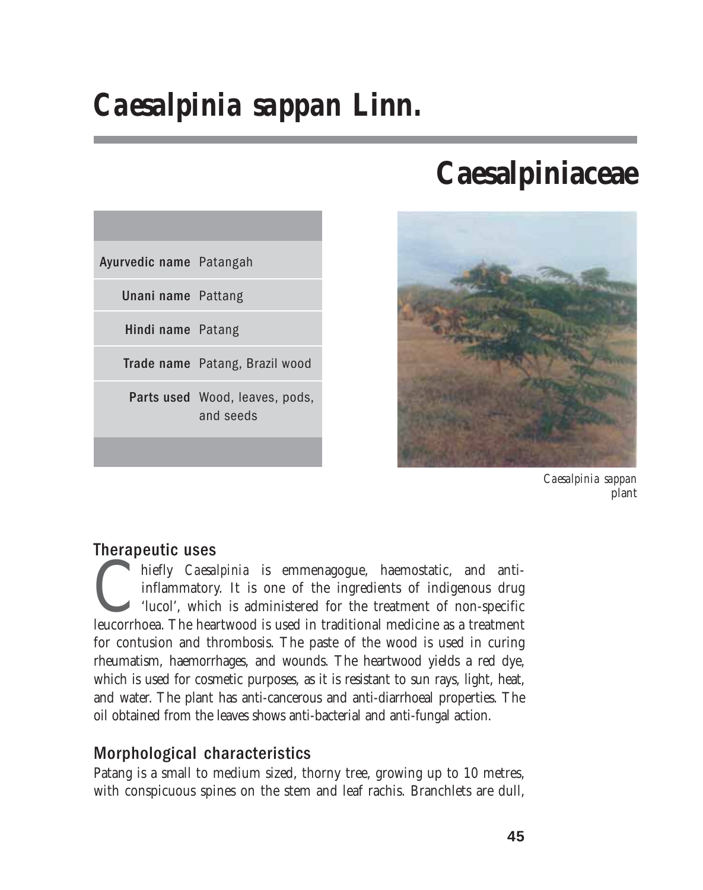# *Caesalpinia sappan* Linn.

## Caesalpiniaceae

| | |
|---|---|
| **Ayurvedic name** | Patangah |
| **Unani name** | Pattang |
| **Hindi name** | Patang |
| **Trade name** | Patang, Brazil wood |
| **Parts used** | Wood, leaves, pods, and seeds |

*Caesalpinia sappan* plant

### Therapeutic uses

Chiefly *Caesalpinia* is emmenagogue, haemostatic, and anti-inflammatory. It is one of the ingredients of indigenous drug 'lucol', which is administered for the treatment of non-specific leucorrhoea. The heartwood is used in traditional medicine as a treatment for contusion and thrombosis. The paste of the wood is used in curing rheumatism, haemorrhages, and wounds. The heartwood yields a red dye, which is used for cosmetic purposes, as it is resistant to sun rays, light, heat, and water. The plant has anti-cancerous and anti-diarrhoeal properties. The oil obtained from the leaves shows anti-bacterial and anti-fungal action.

### Morphological characteristics

Patang is a small to medium sized, thorny tree, growing up to 10 metres, with conspicuous spines on the stem and leaf rachis. Branchlets are dull,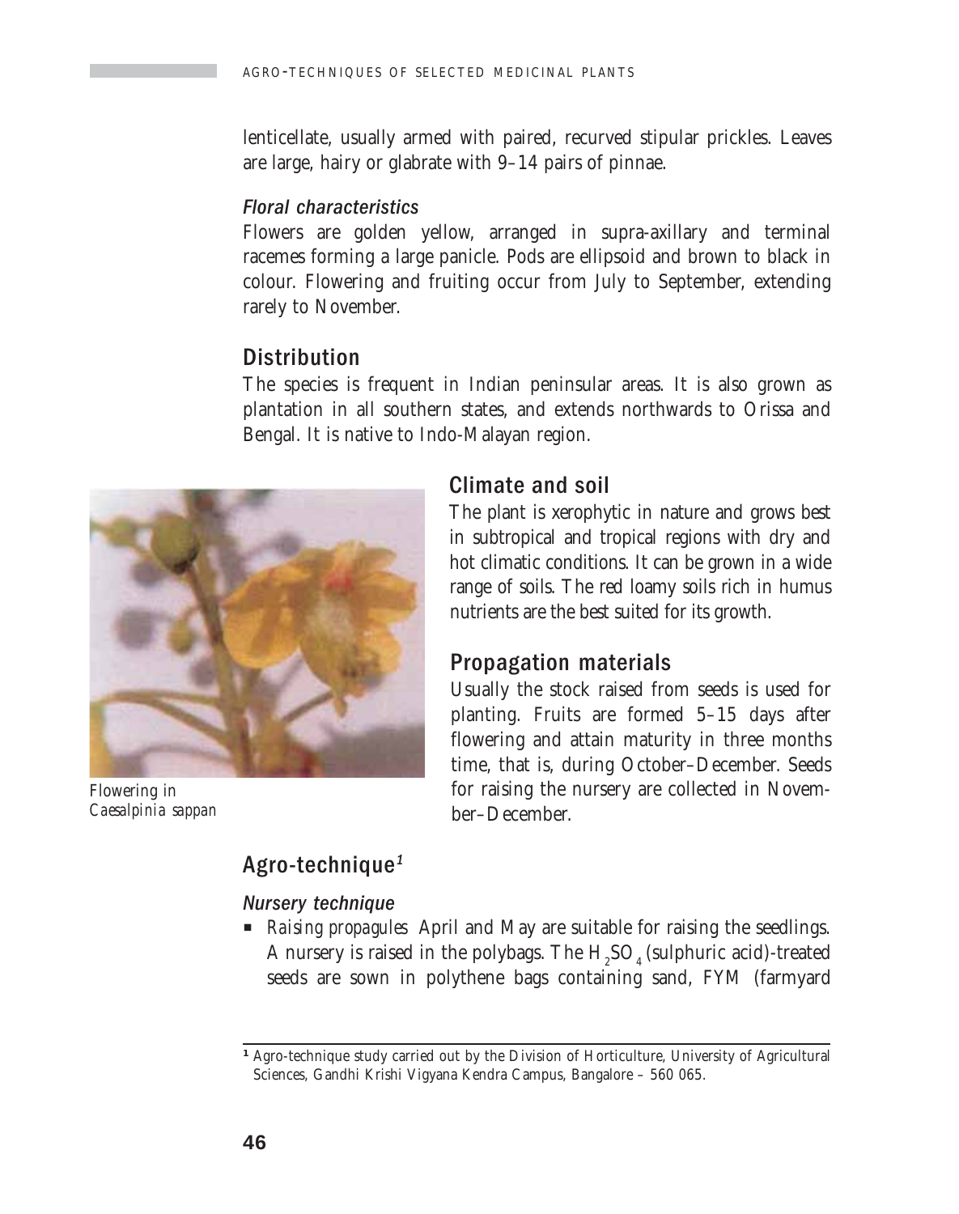lenticellate, usually armed with paired, recurved stipular prickles. Leaves are large, hairy or glabrate with 9–14 pairs of pinnae.

### *Floral characteristics*

Flowers are golden yellow, arranged in supra-axillary and terminal racemes forming a large panicle. Pods are ellipsoid and brown to black in colour. Flowering and fruiting occur from July to September, extending rarely to November.

## Distribution

The species is frequent in Indian peninsular areas. It is also grown as plantation in all southern states, and extends northwards to Orissa and Bengal. It is native to Indo-Malayan region.

*Flowering in Caesalpinia sappan*

## Climate and soil

The plant is xerophytic in nature and grows best in subtropical and tropical regions with dry and hot climatic conditions. It can be grown in a wide range of soils. The red loamy soils rich in humus nutrients are the best suited for its growth.

## Propagation materials

Usually the stock raised from seeds is used for planting. Fruits are formed 5–15 days after flowering and attain maturity in three months time, that is, during October–December. Seeds for raising the nursery are collected in November–December.

## Agro-technique[1]

### *Nursery technique*

- *Raising propagules* April and May are suitable for raising the seedlings. A nursery is raised in the polybags. The $H_2SO_4$ (sulphuric acid)-treated seeds are sown in polythene bags containing sand, FYM (farmyard

[1] Agro-technique study carried out by the Division of Horticulture, University of Agricultural Sciences, Gandhi Krishi Vigyana Kendra Campus, Bangalore – 560 065.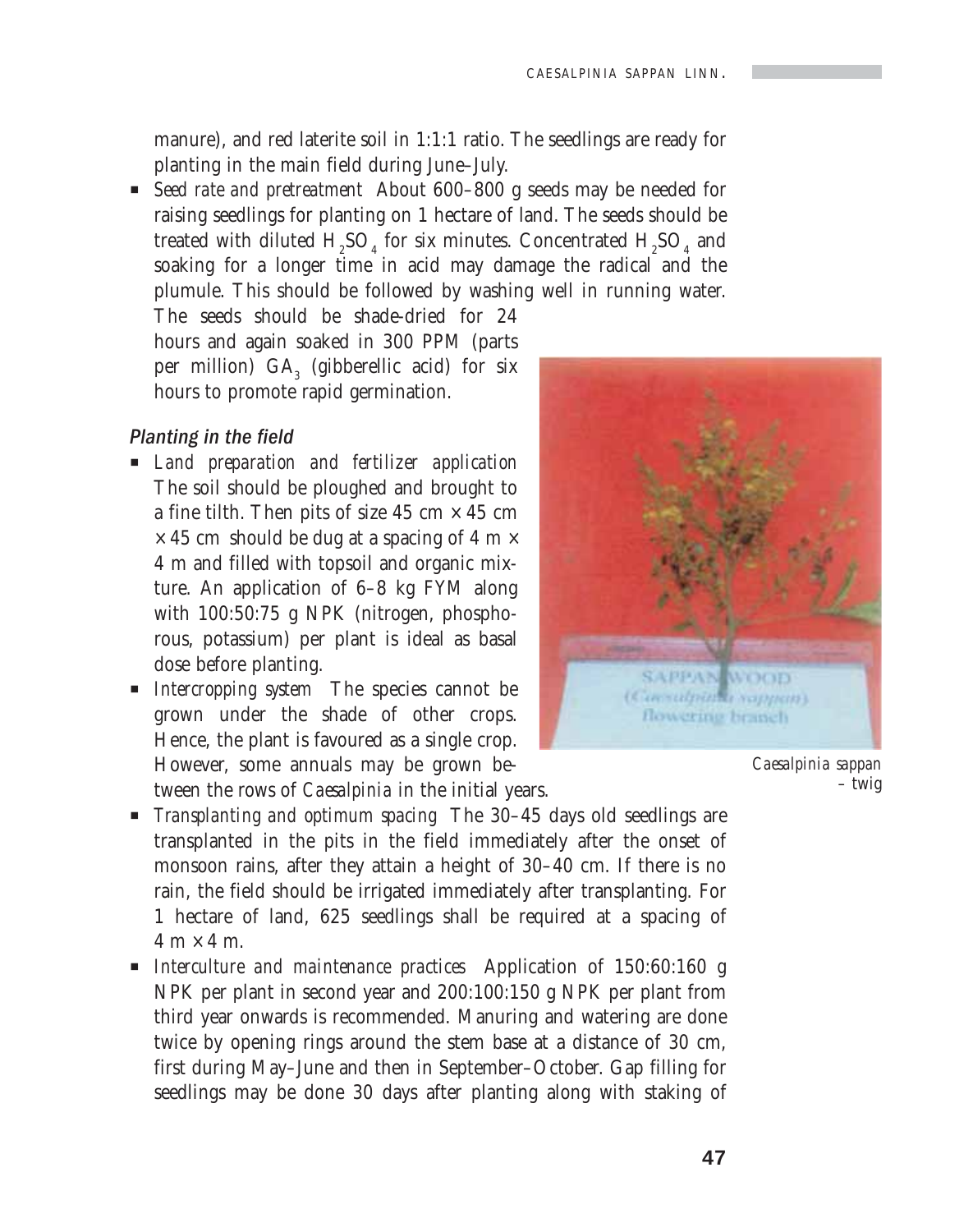manure), and red laterite soil in 1:1:1 ratio. The seedlings are ready for planting in the main field during June–July.

- *Seed rate and pretreatment* About 600–800 g seeds may be needed for raising seedlings for planting on 1 hectare of land. The seeds should be treated with diluted $H_2SO_4$ for six minutes. Concentrated $H_2SO_4$ and soaking for a longer time in acid may damage the radical and the plumule. This should be followed by washing well in running water. The seeds should be shade-dried for 24 hours and again soaked in 300 PPM (parts per million) $GA_3$ (gibberellic acid) for six hours to promote rapid germination.

### Planting in the field

- *Land preparation and fertilizer application* The soil should be ploughed and brought to a fine tilth. Then pits of size 45 cm × 45 cm × 45 cm should be dug at a spacing of 4 m × 4 m and filled with topsoil and organic mixture. An application of 6–8 kg FYM along with 100:50:75 g NPK (nitrogen, phosphorous, potassium) per plant is ideal as basal dose before planting.
- *Intercropping system* The species cannot be grown under the shade of other crops. Hence, the plant is favoured as a single crop. However, some annuals may be grown between the rows of *Caesalpinia* in the initial years.

*Caesalpinia sappan* – twig

- *Transplanting and optimum spacing* The 30–45 days old seedlings are transplanted in the pits in the field immediately after the onset of monsoon rains, after they attain a height of 30–40 cm. If there is no rain, the field should be irrigated immediately after transplanting. For 1 hectare of land, 625 seedlings shall be required at a spacing of 4 m × 4 m.
- *Interculture and maintenance practices* Application of 150:60:160 g NPK per plant in second year and 200:100:150 g NPK per plant from third year onwards is recommended. Manuring and watering are done twice by opening rings around the stem base at a distance of 30 cm, first during May–June and then in September–October. Gap filling for seedlings may be done 30 days after planting along with staking of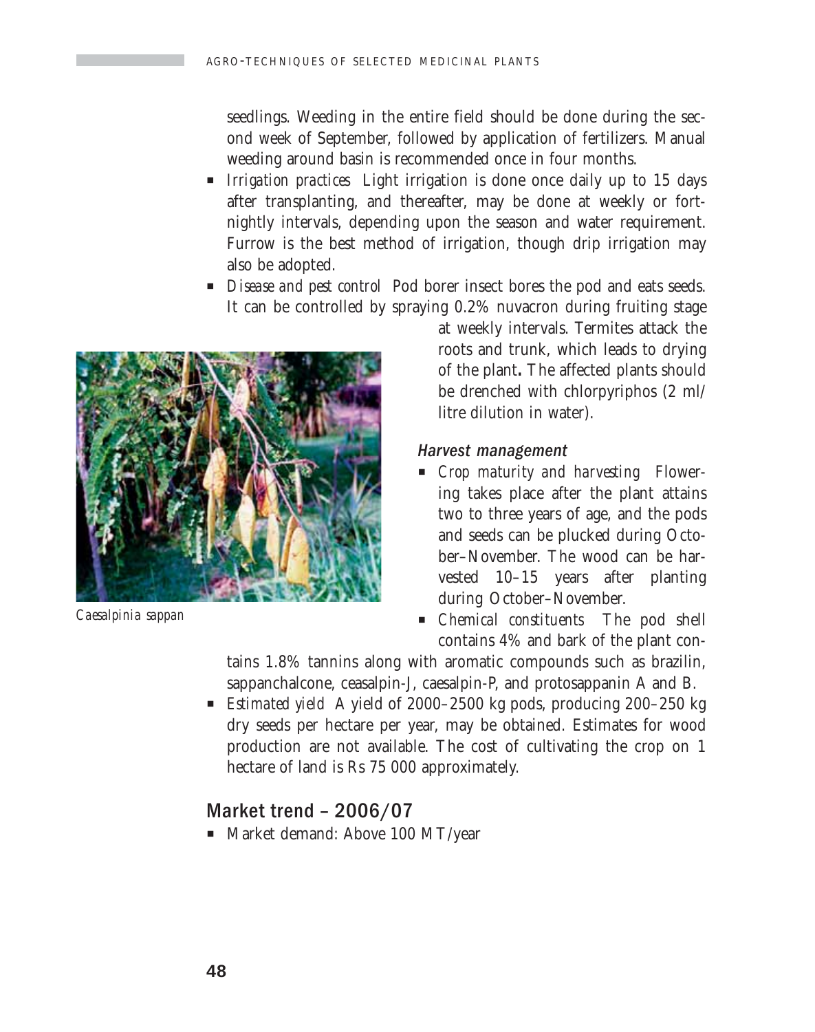seedlings. Weeding in the entire field should be done during the second week of September, followed by application of fertilizers. Manual weeding around basin is recommended once in four months.

- *Irrigation practices* Light irrigation is done once daily up to 15 days after transplanting, and thereafter, may be done at weekly or fortnightly intervals, depending upon the season and water requirement. Furrow is the best method of irrigation, though drip irrigation may also be adopted.
- *Disease and pest control* Pod borer insect bores the pod and eats seeds. It can be controlled by spraying 0.2% nuvacron during fruiting stage at weekly intervals. Termites attack the roots and trunk, which leads to drying of the plant**.** The affected plants should be drenched with chlorpyriphos (2 ml/litre dilution in water).

*Caesalpinia sappan*

### *Harvest management*

- *Crop maturity and harvesting* Flowering takes place after the plant attains two to three years of age, and the pods and seeds can be plucked during October–November. The wood can be harvested 10–15 years after planting during October–November.
- *Chemical constituents* The pod shell contains 4% and bark of the plant contains 1.8% tannins along with aromatic compounds such as brazilin, sappanchalcone, ceasalpin-J, caesalpin-P, and protosappanin A and B.
- *Estimated yield* A yield of 2000–2500 kg pods, producing 200–250 kg dry seeds per hectare per year, may be obtained. Estimates for wood production are not available. The cost of cultivating the crop on 1 hectare of land is Rs 75 000 approximately.

## Market trend – 2006/07

- Market demand: Above 100 MT/year